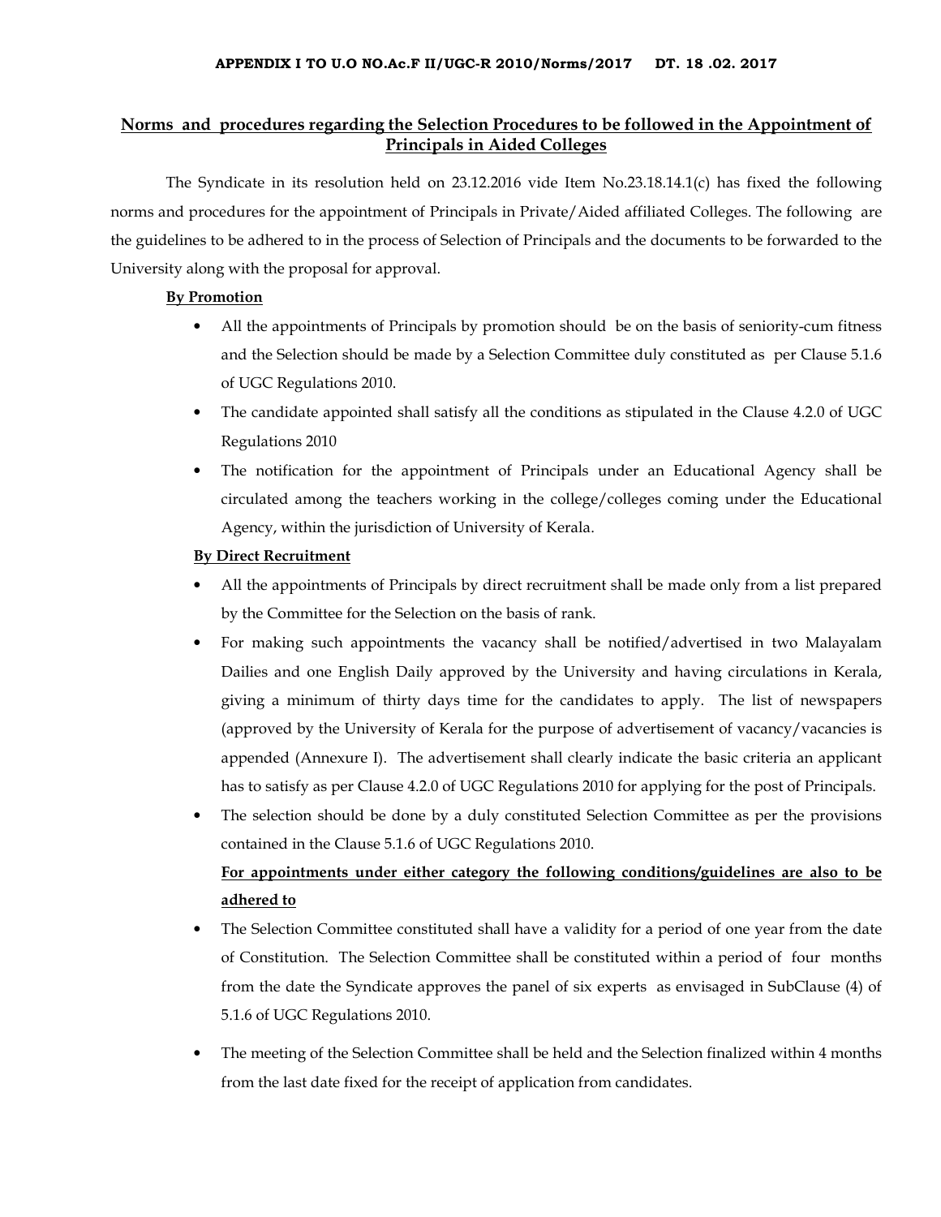**APPENDIX I TO U.O NO.Ac.F II/UGC-R 2010/Norms/2017 DT. 18 .02. 2017**

## Norms and procedures regarding the Selection Procedures to be followed in the Appointment of Principals in Aided Colleges

The Syndicate in its resolution held on 23.12.2016 vide Item No.23.18.14.1(c) has fixed the following norms and procedures for the appointment of Principals in Private/Aided affiliated Colleges. The following are the guidelines to be adhered to in the process of Selection of Principals and the documents to be forwarded to the University along with the proposal for approval.

**By Promotion**

- All the appointments of Principals by promotion should be on the basis of seniority-cum fitness and the Selection should be made by a Selection Committee duly constituted as per Clause 5.1.6 of UGC Regulations 2010.
- The candidate appointed shall satisfy all the conditions as stipulated in the Clause 4.2.0 of UGC Regulations 2010
- The notification for the appointment of Principals under an Educational Agency shall be circulated among the teachers working in the college/colleges coming under the Educational Agency, within the jurisdiction of University of Kerala.

**By Direct Recruitment**

- All the appointments of Principals by direct recruitment shall be made only from a list prepared by the Committee for the Selection on the basis of rank.
- For making such appointments the vacancy shall be notified/advertised in two Malayalam Dailies and one English Daily approved by the University and having circulations in Kerala, giving a minimum of thirty days time for the candidates to apply. The list of newspapers (approved by the University of Kerala for the purpose of advertisement of vacancy/vacancies is appended (Annexure I). The advertisement shall clearly indicate the basic criteria an applicant has to satisfy as per Clause 4.2.0 of UGC Regulations 2010 for applying for the post of Principals.
- The selection should be done by a duly constituted Selection Committee as per the provisions contained in the Clause 5.1.6 of UGC Regulations 2010.

**For appointments under either category the following conditions/guidelines are also to be adhered to**

- The Selection Committee constituted shall have a validity for a period of one year from the date of Constitution. The Selection Committee shall be constituted within a period of four months from the date the Syndicate approves the panel of six experts as envisaged in SubClause (4) of 5.1.6 of UGC Regulations 2010.
- The meeting of the Selection Committee shall be held and the Selection finalized within 4 months from the last date fixed for the receipt of application from candidates.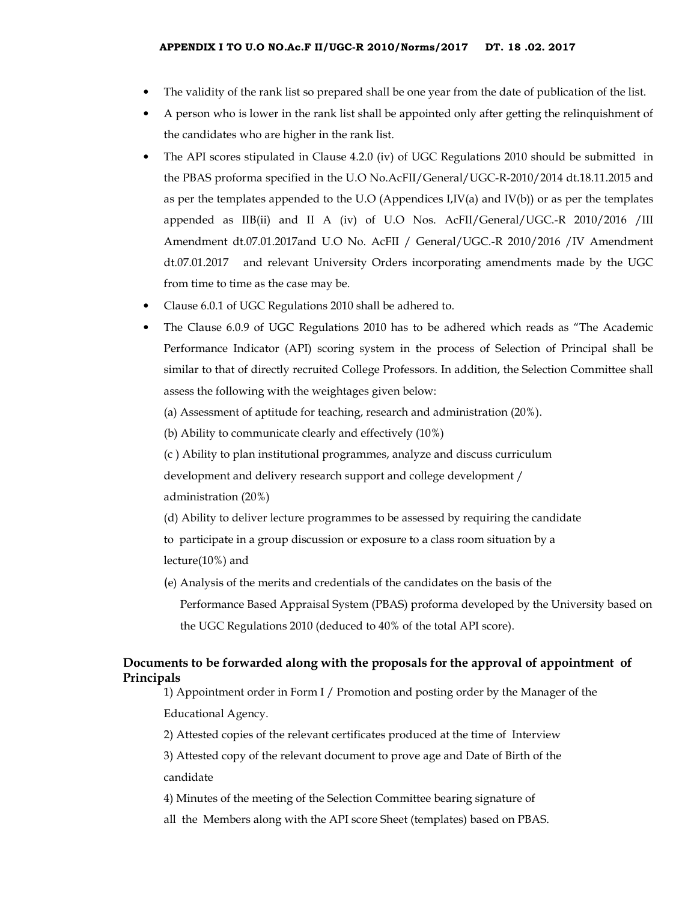- The validity of the rank list so prepared shall be one year from the date of publication of the list.
- A person who is lower in the rank list shall be appointed only after getting the relinquishment of the candidates who are higher in the rank list.
- The API scores stipulated in Clause 4.2.0 (iv) of UGC Regulations 2010 should be submitted in the PBAS proforma specified in the U.O No.AcFII/General/UGC-R-2010/2014 dt.18.11.2015 and as per the templates appended to the U.O (Appendices I,IV(a) and IV(b)) or as per the templates appended as IIB(ii) and II A (iv) of U.O Nos. AcFII/General/UGC.-R 2010/2016 /III Amendment dt.07.01.2017and U.O No. AcFII / General/UGC.-R 2010/2016 /IV Amendment dt.07.01.2017 and relevant University Orders incorporating amendments made by the UGC from time to time as the case may be.
- Clause 6.0.1 of UGC Regulations 2010 shall be adhered to.
- The Clause 6.0.9 of UGC Regulations 2010 has to be adhered which reads as "The Academic Performance Indicator (API) scoring system in the process of Selection of Principal shall be similar to that of directly recruited College Professors. In addition, the Selection Committee shall assess the following with the weightages given below:

  (a) Assessment of aptitude for teaching, research and administration (20%).

  (b) Ability to communicate clearly and effectively (10%)

  (c ) Ability to plan institutional programmes, analyze and discuss curriculum development and delivery research support and college development / administration (20%)

  (d) Ability to deliver lecture programmes to be assessed by requiring the candidate to participate in a group discussion or exposure to a class room situation by a lecture(10%) and

  (e) Analysis of the merits and credentials of the candidates on the basis of the Performance Based Appraisal System (PBAS) proforma developed by the University based on the UGC Regulations 2010 (deduced to 40% of the total API score).

**Documents to be forwarded along with the proposals for the approval of appointment of Principals**

1) Appointment order in Form I / Promotion and posting order by the Manager of the Educational Agency.

2) Attested copies of the relevant certificates produced at the time of Interview

3) Attested copy of the relevant document to prove age and Date of Birth of the candidate

4) Minutes of the meeting of the Selection Committee bearing signature of all the Members along with the API score Sheet (templates) based on PBAS.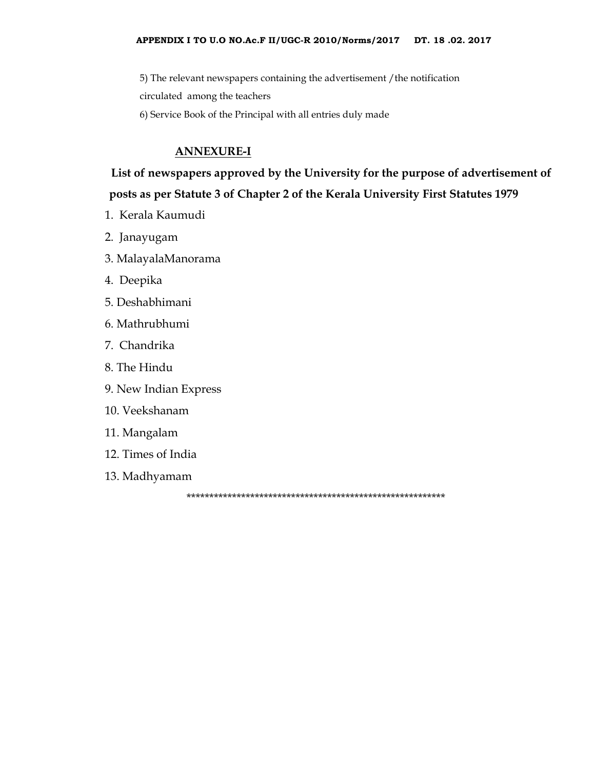5) The relevant newspapers containing the advertisement /the notification circulated among the teachers

6) Service Book of the Principal with all entries duly made

## ANNEXURE-I

**List of newspapers approved by the University for the purpose of advertisement of posts as per Statute 3 of Chapter 2 of the Kerala University First Statutes 1979**

1. Kerala Kaumudi
2. Janayugam
3. MalayalaManorama
4. Deepika
5. Deshabhimani
6. Mathrubhumi
7. Chandrika
8. The Hindu
9. New Indian Express
10. Veekshanam
11. Mangalam
12. Times of India
13. Madhyamam

**********************************************************